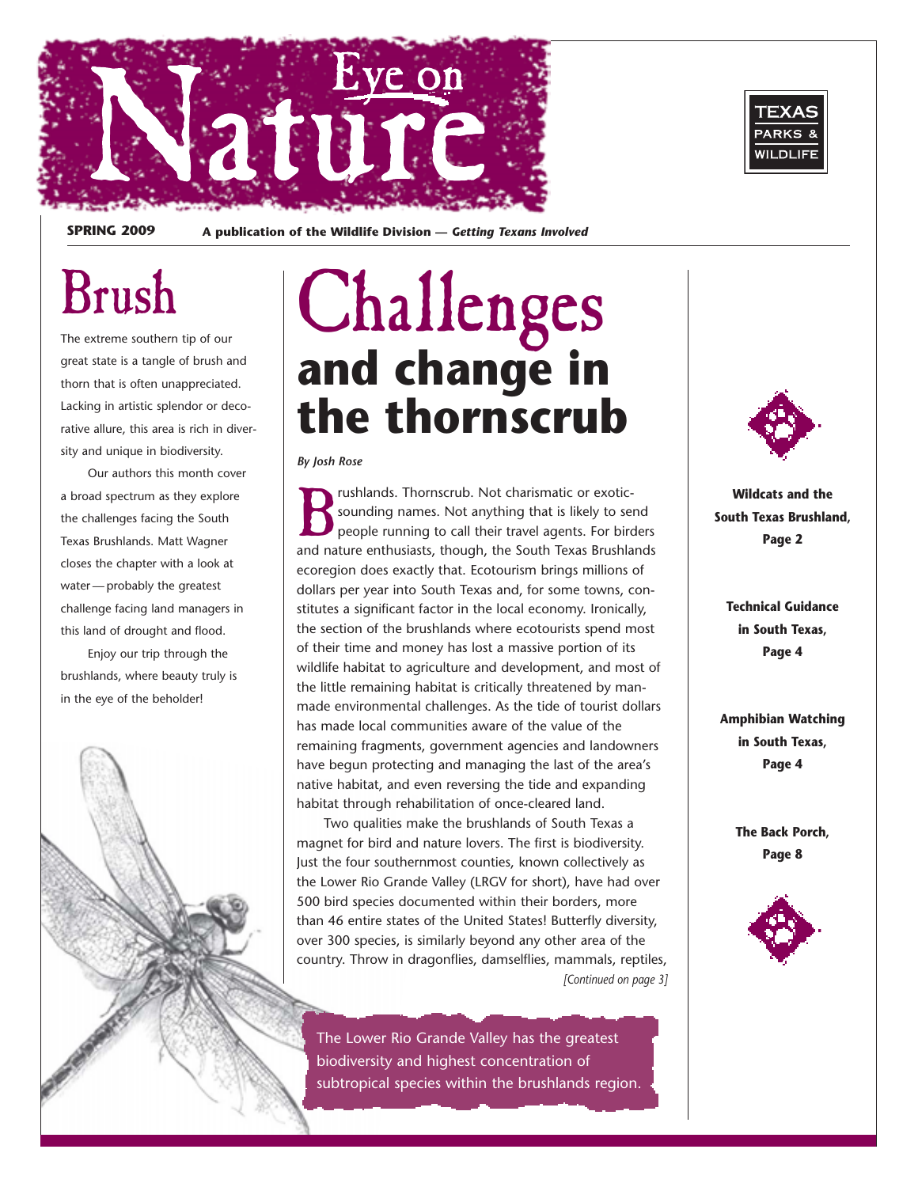# Eye on Nature

**SPRING 2009** **A publication of the Wildlife Division — *Getting Texans Involved***

TEXAS PARKS & WILDLIFE

## Brush

The extreme southern tip of our great state is a tangle of brush and thorn that is often unappreciated. Lacking in artistic splendor or decorative allure, this area is rich in diversity and unique in biodiversity.

Our authors this month cover a broad spectrum as they explore the challenges facing the South Texas Brushlands. Matt Wagner closes the chapter with a look at water — probably the greatest challenge facing land managers in this land of drought and flood.

Enjoy our trip through the brushlands, where beauty truly is in the eye of the beholder!

# Challenges and change in the thornscrub

*By Josh Rose*

Brushlands. Thornscrub. Not charismatic or exotic-sounding names. Not anything that is likely to send people running to call their travel agents. For birders and nature enthusiasts, though, the South Texas Brushlands ecoregion does exactly that. Ecotourism brings millions of dollars per year into South Texas and, for some towns, constitutes a significant factor in the local economy. Ironically, the section of the brushlands where ecotourists spend most of their time and money has lost a massive portion of its wildlife habitat to agriculture and development, and most of the little remaining habitat is critically threatened by man-made environmental challenges. As the tide of tourist dollars has made local communities aware of the value of the remaining fragments, government agencies and landowners have begun protecting and managing the last of the area's native habitat, and even reversing the tide and expanding habitat through rehabilitation of once-cleared land.

Two qualities make the brushlands of South Texas a magnet for bird and nature lovers. The first is biodiversity. Just the four southernmost counties, known collectively as the Lower Rio Grande Valley (LRGV for short), have had over 500 bird species documented within their borders, more than 46 entire states of the United States! Butterfly diversity, over 300 species, is similarly beyond any other area of the country. Throw in dragonflies, damselflies, mammals, reptiles,

*[Continued on page 3]*

The Lower Rio Grande Valley has the greatest biodiversity and highest concentration of subtropical species within the brushlands region.

**Wildcats and the South Texas Brushland, Page 2**

**Technical Guidance in South Texas, Page 4**

**Amphibian Watching in South Texas, Page 4**

**The Back Porch, Page 8**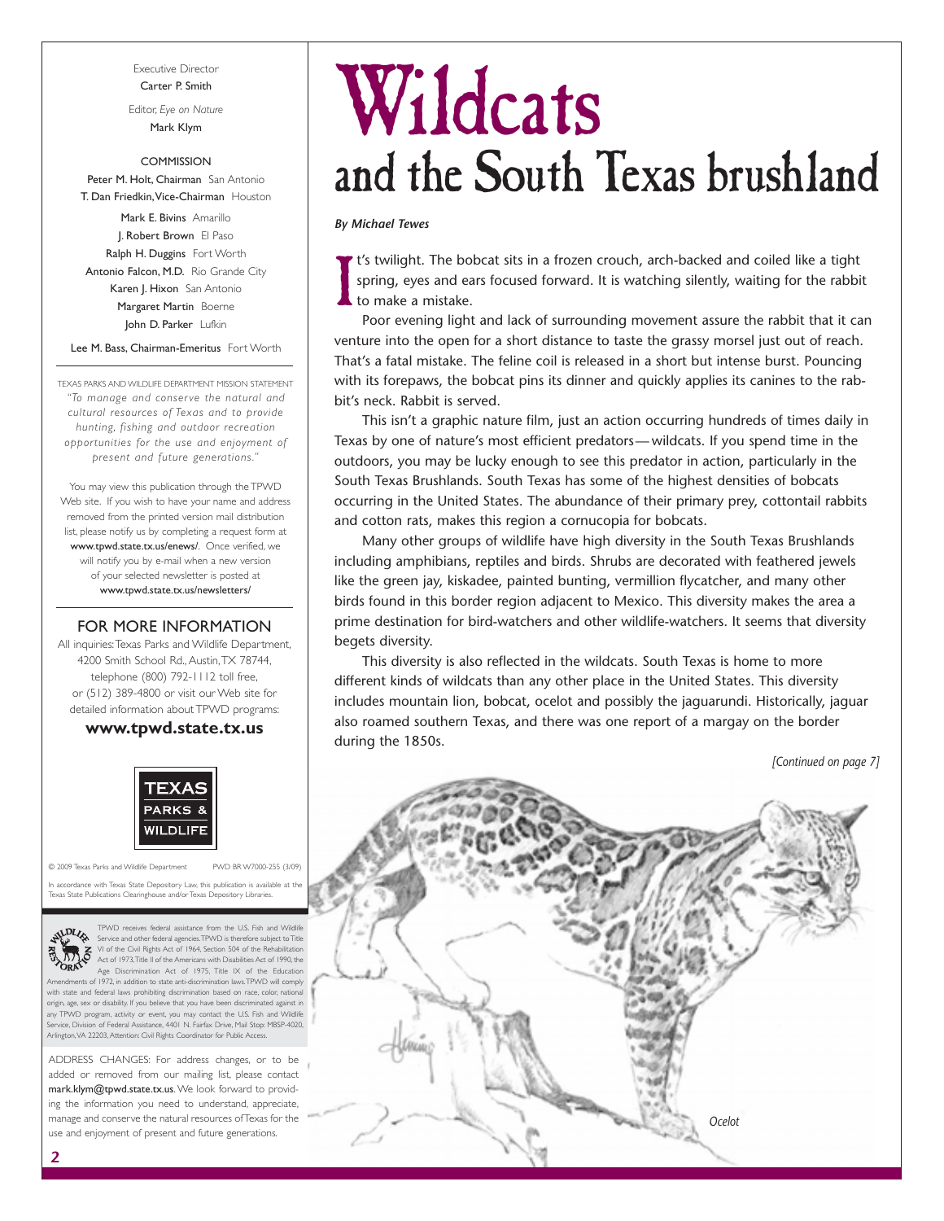Executive Director
Carter P. Smith

Editor, *Eye on Nature*
Mark Klym

COMMISSION

Peter M. Holt, Chairman San Antonio
T. Dan Friedkin, Vice-Chairman Houston
Mark E. Bivins Amarillo
J. Robert Brown El Paso
Ralph H. Duggins Fort Worth
Antonio Falcon, M.D. Rio Grande City
Karen J. Hixon San Antonio
Margaret Martin Boerne
John D. Parker Lufkin

Lee M. Bass, Chairman-Emeritus Fort Worth

TEXAS PARKS AND WILDLIFE DEPARTMENT MISSION STATEMENT
*"To manage and conserve the natural and cultural resources of Texas and to provide hunting, fishing and outdoor recreation opportunities for the use and enjoyment of present and future generations."*

You may view this publication through the TPWD Web site. If you wish to have your name and address removed from the printed version mail distribution list, please notify us by completing a request form at www.tpwd.state.tx.us/enews/. Once verified, we will notify you by e-mail when a new version of your selected newsletter is posted at www.tpwd.state.tx.us/newsletters/

## FOR MORE INFORMATION

All inquiries: Texas Parks and Wildlife Department, 4200 Smith School Rd., Austin, TX 78744, telephone (800) 792-1112 toll free, or (512) 389-4800 or visit our Web site for detailed information about TPWD programs:

**www.tpwd.state.tx.us**

© 2009 Texas Parks and Wildlife Department PWD BR W7000-255 (3/09)

In accordance with Texas State Depository Law, this publication is available at the Texas State Publications Clearinghouse and/or Texas Depository Libraries.

TPWD receives federal assistance from the U.S. Fish and Wildlife Service and other federal agencies. TPWD is therefore subject to Title VI of the Civil Rights Act of 1964, Section 504 of the Rehabilitation Act of 1973, Title II of the Americans with Disabilities Act of 1990, the Age Discrimination Act of 1975, Title IX of the Education Amendments of 1972, in addition to state anti-discrimination laws. TPWD will comply with state and federal laws prohibiting discrimination based on race, color, national origin, age, sex or disability. If you believe that you have been discriminated against in any TPWD program, activity or event, you may contact the U.S. Fish and Wildlife Service, Division of Federal Assistance, 4401 N. Fairfax Drive, Mail Stop: MBSP-4020, Arlington, VA 22203, Attention: Civil Rights Coordinator for Public Access.

ADDRESS CHANGES: For address changes, or to be added or removed from our mailing list, please contact mark.klym@tpwd.state.tx.us. We look forward to providing the information you need to understand, appreciate, manage and conserve the natural resources of Texas for the use and enjoyment of present and future generations.

# Wildcats and the South Texas brushland

***By Michael Tewes***

It's twilight. The bobcat sits in a frozen crouch, arch-backed and coiled like a tight spring, eyes and ears focused forward. It is watching silently, waiting for the rabbit to make a mistake.

Poor evening light and lack of surrounding movement assure the rabbit that it can venture into the open for a short distance to taste the grassy morsel just out of reach. That's a fatal mistake. The feline coil is released in a short but intense burst. Pouncing with its forepaws, the bobcat pins its dinner and quickly applies its canines to the rabbit's neck. Rabbit is served.

This isn't a graphic nature film, just an action occurring hundreds of times daily in Texas by one of nature's most efficient predators — wildcats. If you spend time in the outdoors, you may be lucky enough to see this predator in action, particularly in the South Texas Brushlands. South Texas has some of the highest densities of bobcats occurring in the United States. The abundance of their primary prey, cottontail rabbits and cotton rats, makes this region a cornucopia for bobcats.

Many other groups of wildlife have high diversity in the South Texas Brushlands including amphibians, reptiles and birds. Shrubs are decorated with feathered jewels like the green jay, kiskadee, painted bunting, vermillion flycatcher, and many other birds found in this border region adjacent to Mexico. This diversity makes the area a prime destination for bird-watchers and other wildlife-watchers. It seems that diversity begets diversity.

This diversity is also reflected in the wildcats. South Texas is home to more different kinds of wildcats than any other place in the United States. This diversity includes mountain lion, bobcat, ocelot and possibly the jaguarundi. Historically, jaguar also roamed southern Texas, and there was one report of a margay on the border during the 1850s.

*[Continued on page 7]*

*Ocelot*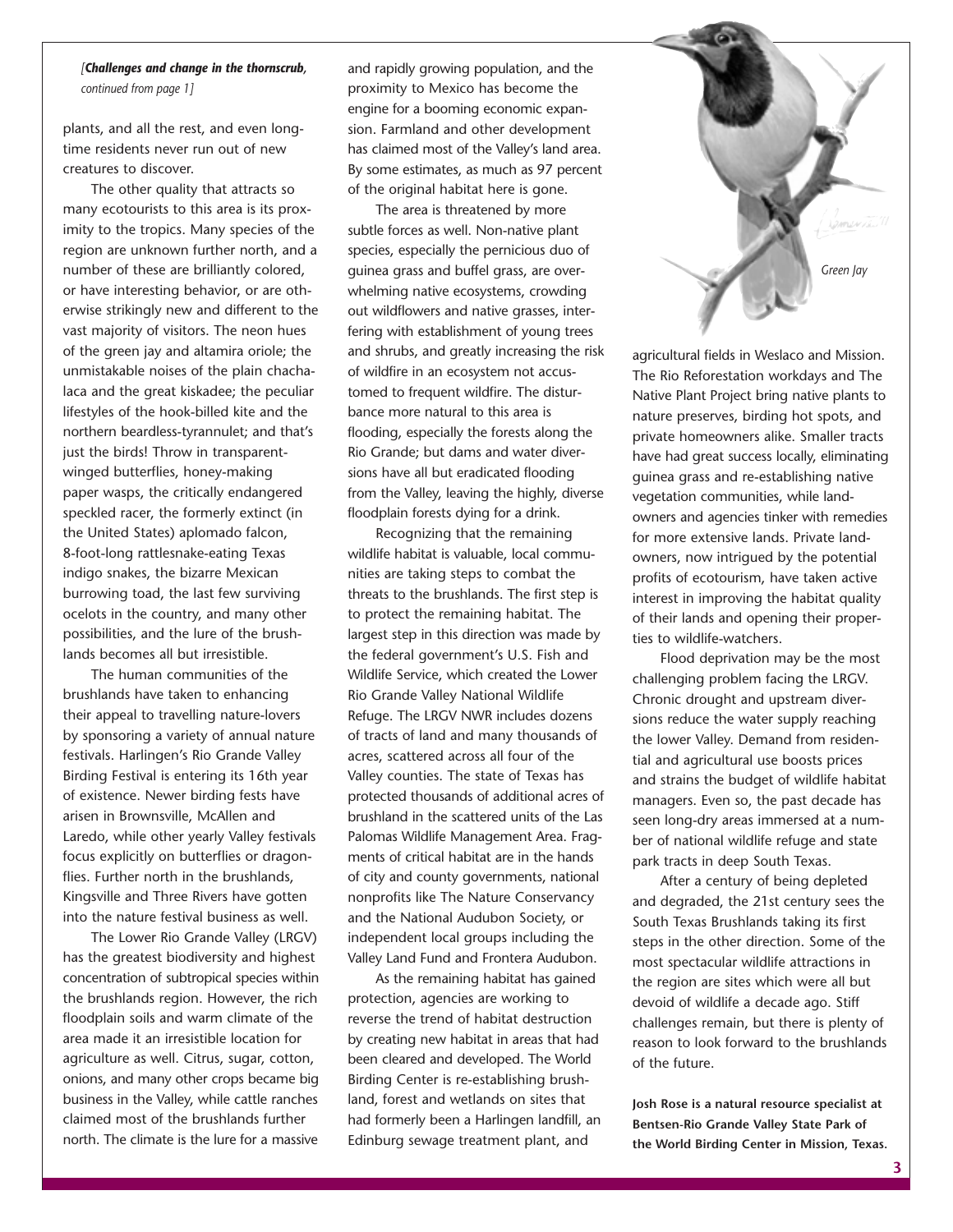*[**Challenges and change in the thornscrub**, continued from page 1]*

plants, and all the rest, and even longtime residents never run out of new creatures to discover.

The other quality that attracts so many ecotourists to this area is its proximity to the tropics. Many species of the region are unknown further north, and a number of these are brilliantly colored, or have interesting behavior, or are otherwise strikingly new and different to the vast majority of visitors. The neon hues of the green jay and altamira oriole; the unmistakable noises of the plain chachalaca and the great kiskadee; the peculiar lifestyles of the hook-billed kite and the northern beardless-tyrannulet; and that's just the birds! Throw in transparent-winged butterflies, honey-making paper wasps, the critically endangered speckled racer, the formerly extinct (in the United States) aplomado falcon, 8-foot-long rattlesnake-eating Texas indigo snakes, the bizarre Mexican burrowing toad, the last few surviving ocelots in the country, and many other possibilities, and the lure of the brushlands becomes all but irresistible.

The human communities of the brushlands have taken to enhancing their appeal to travelling nature-lovers by sponsoring a variety of annual nature festivals. Harlingen's Rio Grande Valley Birding Festival is entering its 16th year of existence. Newer birding fests have arisen in Brownsville, McAllen and Laredo, while other yearly Valley festivals focus explicitly on butterflies or dragonflies. Further north in the brushlands, Kingsville and Three Rivers have gotten into the nature festival business as well.

The Lower Rio Grande Valley (LRGV) has the greatest biodiversity and highest concentration of subtropical species within the brushlands region. However, the rich floodplain soils and warm climate of the area made it an irresistible location for agriculture as well. Citrus, sugar, cotton, onions, and many other crops became big business in the Valley, while cattle ranches claimed most of the brushlands further north. The climate is the lure for a massive and rapidly growing population, and the proximity to Mexico has become the engine for a booming economic expansion. Farmland and other development has claimed most of the Valley's land area. By some estimates, as much as 97 percent of the original habitat here is gone.

The area is threatened by more subtle forces as well. Non-native plant species, especially the pernicious duo of guinea grass and buffel grass, are overwhelming native ecosystems, crowding out wildflowers and native grasses, interfering with establishment of young trees and shrubs, and greatly increasing the risk of wildfire in an ecosystem not accustomed to frequent wildfire. The disturbance more natural to this area is flooding, especially the forests along the Rio Grande; but dams and water diversions have all but eradicated flooding from the Valley, leaving the highly, diverse floodplain forests dying for a drink.

Recognizing that the remaining wildlife habitat is valuable, local communities are taking steps to combat the threats to the brushlands. The first step is to protect the remaining habitat. The largest step in this direction was made by the federal government's U.S. Fish and Wildlife Service, which created the Lower Rio Grande Valley National Wildlife Refuge. The LRGV NWR includes dozens of tracts of land and many thousands of acres, scattered across all four of the Valley counties. The state of Texas has protected thousands of additional acres of brushland in the scattered units of the Las Palomas Wildlife Management Area. Fragments of critical habitat are in the hands of city and county governments, national nonprofits like The Nature Conservancy and the National Audubon Society, or independent local groups including the Valley Land Fund and Frontera Audubon.

As the remaining habitat has gained protection, agencies are working to reverse the trend of habitat destruction by creating new habitat in areas that had been cleared and developed. The World Birding Center is re-establishing brushland, forest and wetlands on sites that had formerly been a Harlingen landfill, an Edinburg sewage treatment plant, and agricultural fields in Weslaco and Mission. The Rio Reforestation workdays and The Native Plant Project bring native plants to nature preserves, birding hot spots, and private homeowners alike. Smaller tracts have had great success locally, eliminating guinea grass and re-establishing native vegetation communities, while landowners and agencies tinker with remedies for more extensive lands. Private landowners, now intrigued by the potential profits of ecotourism, have taken active interest in improving the habitat quality of their lands and opening their properties to wildlife-watchers.

Green Jay

Flood deprivation may be the most challenging problem facing the LRGV. Chronic drought and upstream diversions reduce the water supply reaching the lower Valley. Demand from residential and agricultural use boosts prices and strains the budget of wildlife habitat managers. Even so, the past decade has seen long-dry areas immersed at a number of national wildlife refuge and state park tracts in deep South Texas.

After a century of being depleted and degraded, the 21st century sees the South Texas Brushlands taking its first steps in the other direction. Some of the most spectacular wildlife attractions in the region are sites which were all but devoid of wildlife a decade ago. Stiff challenges remain, but there is plenty of reason to look forward to the brushlands of the future.

**Josh Rose is a natural resource specialist at Bentsen-Rio Grande Valley State Park of the World Birding Center in Mission, Texas.**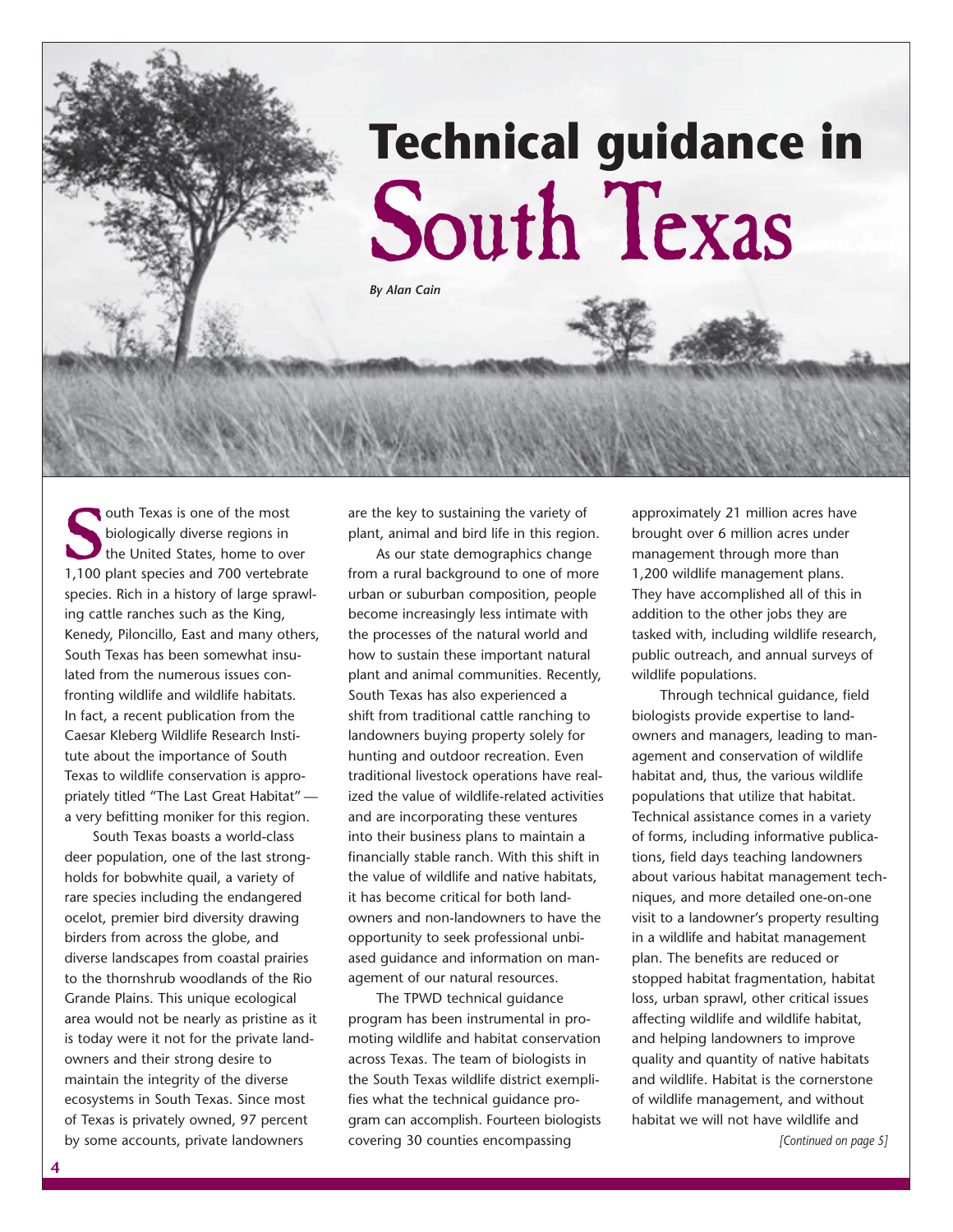# Technical guidance in South Texas

*By Alan Cain*

South Texas is one of the most biologically diverse regions in the United States, home to over 1,100 plant species and 700 vertebrate species. Rich in a history of large sprawling cattle ranches such as the King, Kenedy, Piloncillo, East and many others, South Texas has been somewhat insulated from the numerous issues confronting wildlife and wildlife habitats. In fact, a recent publication from the Caesar Kleberg Wildlife Research Institute about the importance of South Texas to wildlife conservation is appropriately titled "The Last Great Habitat"—a very befitting moniker for this region.

South Texas boasts a world-class deer population, one of the last strongholds for bobwhite quail, a variety of rare species including the endangered ocelot, premier bird diversity drawing birders from across the globe, and diverse landscapes from coastal prairies to the thornshrub woodlands of the Rio Grande Plains. This unique ecological area would not be nearly as pristine as it is today were it not for the private landowners and their strong desire to maintain the integrity of the diverse ecosystems in South Texas. Since most of Texas is privately owned, 97 percent by some accounts, private landowners are the key to sustaining the variety of plant, animal and bird life in this region.

As our state demographics change from a rural background to one of more urban or suburban composition, people become increasingly less intimate with the processes of the natural world and how to sustain these important natural plant and animal communities. Recently, South Texas has also experienced a shift from traditional cattle ranching to landowners buying property solely for hunting and outdoor recreation. Even traditional livestock operations have realized the value of wildlife-related activities and are incorporating these ventures into their business plans to maintain a financially stable ranch. With this shift in the value of wildlife and native habitats, it has become critical for both landowners and non-landowners to have the opportunity to seek professional unbiased guidance and information on management of our natural resources.

The TPWD technical guidance program has been instrumental in promoting wildlife and habitat conservation across Texas. The team of biologists in the South Texas wildlife district exemplifies what the technical guidance program can accomplish. Fourteen biologists covering 30 counties encompassing approximately 21 million acres have brought over 6 million acres under management through more than 1,200 wildlife management plans. They have accomplished all of this in addition to the other jobs they are tasked with, including wildlife research, public outreach, and annual surveys of wildlife populations.

Through technical guidance, field biologists provide expertise to landowners and managers, leading to management and conservation of wildlife habitat and, thus, the various wildlife populations that utilize that habitat. Technical assistance comes in a variety of forms, including informative publications, field days teaching landowners about various habitat management techniques, and more detailed one-on-one visit to a landowner's property resulting in a wildlife and habitat management plan. The benefits are reduced or stopped habitat fragmentation, habitat loss, urban sprawl, other critical issues affecting wildlife and wildlife habitat, and helping landowners to improve quality and quantity of native habitats and wildlife. Habitat is the cornerstone of wildlife management, and without habitat we will not have wildlife and

*[Continued on page 5]*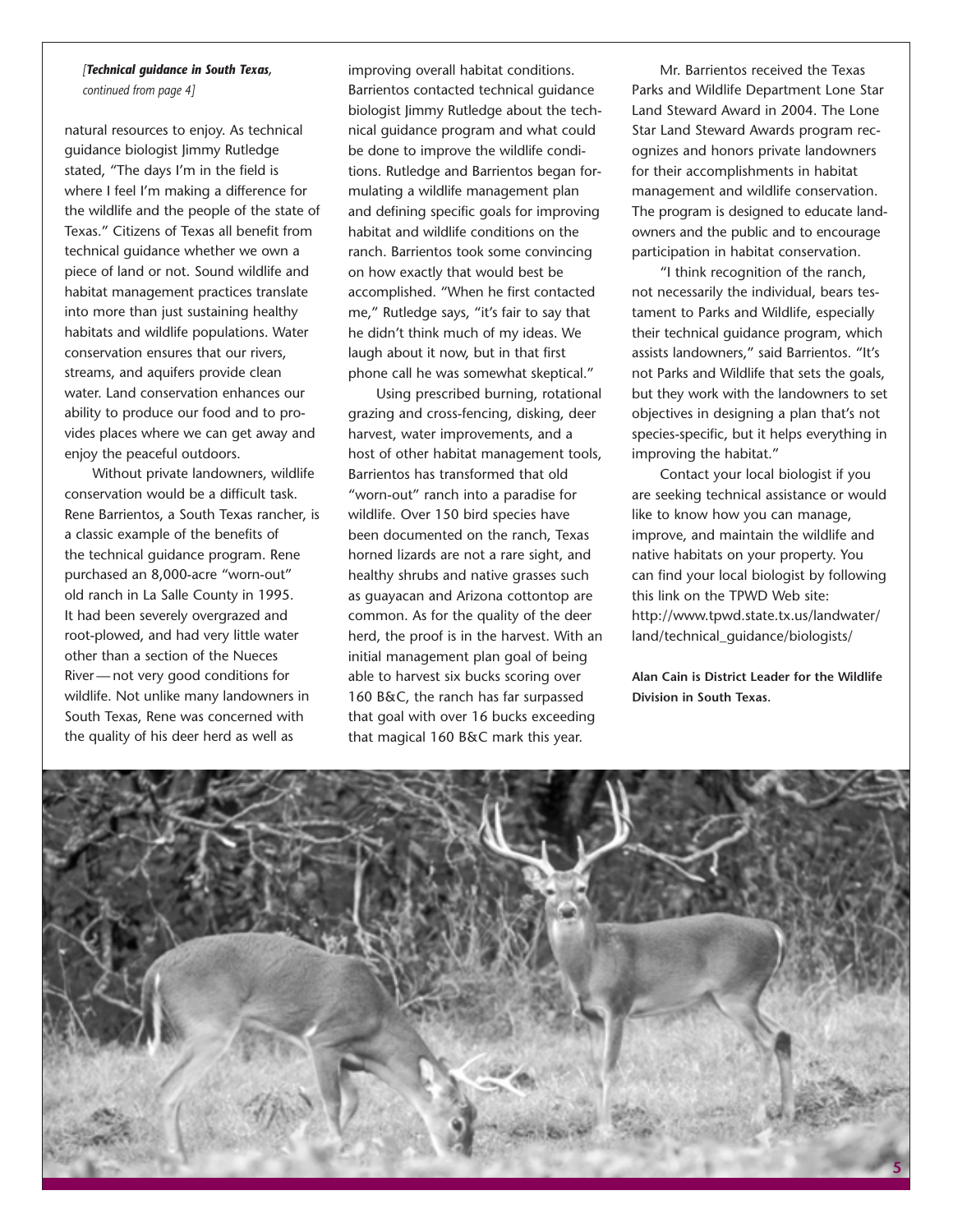*[Technical guidance in South Texas, continued from page 4]*

natural resources to enjoy. As technical guidance biologist Jimmy Rutledge stated, "The days I'm in the field is where I feel I'm making a difference for the wildlife and the people of the state of Texas." Citizens of Texas all benefit from technical guidance whether we own a piece of land or not. Sound wildlife and habitat management practices translate into more than just sustaining healthy habitats and wildlife populations. Water conservation ensures that our rivers, streams, and aquifers provide clean water. Land conservation enhances our ability to produce our food and to provides places where we can get away and enjoy the peaceful outdoors.

Without private landowners, wildlife conservation would be a difficult task. Rene Barrientos, a South Texas rancher, is a classic example of the benefits of the technical guidance program. Rene purchased an 8,000-acre "worn-out" old ranch in La Salle County in 1995. It had been severely overgrazed and root-plowed, and had very little water other than a section of the Nueces River — not very good conditions for wildlife. Not unlike many landowners in South Texas, Rene was concerned with the quality of his deer herd as well as improving overall habitat conditions. Barrientos contacted technical guidance biologist Jimmy Rutledge about the technical guidance program and what could be done to improve the wildlife conditions. Rutledge and Barrientos began formulating a wildlife management plan and defining specific goals for improving habitat and wildlife conditions on the ranch. Barrientos took some convincing on how exactly that would best be accomplished. "When he first contacted me," Rutledge says, "it's fair to say that he didn't think much of my ideas. We laugh about it now, but in that first phone call he was somewhat skeptical."

Using prescribed burning, rotational grazing and cross-fencing, disking, deer harvest, water improvements, and a host of other habitat management tools, Barrientos has transformed that old "worn-out" ranch into a paradise for wildlife. Over 150 bird species have been documented on the ranch, Texas horned lizards are not a rare sight, and healthy shrubs and native grasses such as guayacan and Arizona cottontop are common. As for the quality of the deer herd, the proof is in the harvest. With an initial management plan goal of being able to harvest six bucks scoring over 160 B&C, the ranch has far surpassed that goal with over 16 bucks exceeding that magical 160 B&C mark this year.

Mr. Barrientos received the Texas Parks and Wildlife Department Lone Star Land Steward Award in 2004. The Lone Star Land Steward Awards program recognizes and honors private landowners for their accomplishments in habitat management and wildlife conservation. The program is designed to educate landowners and the public and to encourage participation in habitat conservation.

"I think recognition of the ranch, not necessarily the individual, bears testament to Parks and Wildlife, especially their technical guidance program, which assists landowners," said Barrientos. "It's not Parks and Wildlife that sets the goals, but they work with the landowners to set objectives in designing a plan that's not species-specific, but it helps everything in improving the habitat."

Contact your local biologist if you are seeking technical assistance or would like to know how you can manage, improve, and maintain the wildlife and native habitats on your property. You can find your local biologist by following this link on the TPWD Web site: http://www.tpwd.state.tx.us/landwater/land/technical_guidance/biologists/

**Alan Cain is District Leader for the Wildlife Division in South Texas.**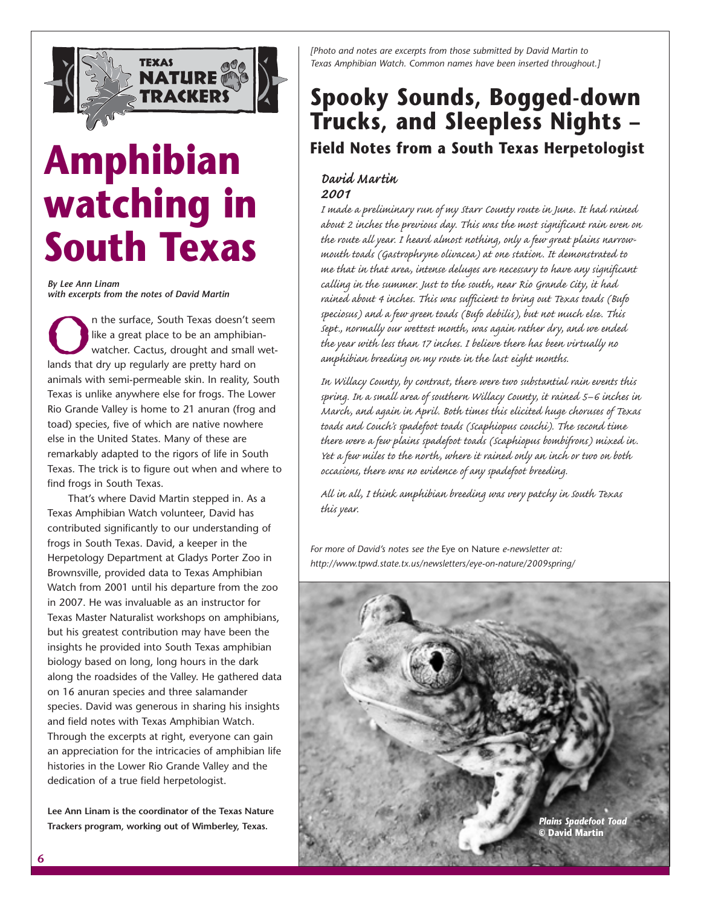TEXAS NATURE TRACKERS

# Amphibian watching in South Texas

***By Lee Ann Linam***
***with excerpts from the notes of David Martin***

On the surface, South Texas doesn't seem like a great place to be an amphibian-watcher. Cactus, drought and small wetlands that dry up regularly are pretty hard on animals with semi-permeable skin. In reality, South Texas is unlike anywhere else for frogs. The Lower Rio Grande Valley is home to 21 anuran (frog and toad) species, five of which are native nowhere else in the United States. Many of these are remarkably adapted to the rigors of life in South Texas. The trick is to figure out when and where to find frogs in South Texas.

That's where David Martin stepped in. As a Texas Amphibian Watch volunteer, David has contributed significantly to our understanding of frogs in South Texas. David, a keeper in the Herpetology Department at Gladys Porter Zoo in Brownsville, provided data to Texas Amphibian Watch from 2001 until his departure from the zoo in 2007. He was invaluable as an instructor for Texas Master Naturalist workshops on amphibians, but his greatest contribution may have been the insights he provided into South Texas amphibian biology based on long, long hours in the dark along the roadsides of the Valley. He gathered data on 16 anuran species and three salamander species. David was generous in sharing his insights and field notes with Texas Amphibian Watch. Through the excerpts at right, everyone can gain an appreciation for the intricacies of amphibian life histories in the Lower Rio Grande Valley and the dedication of a true field herpetologist.

**Lee Ann Linam is the coordinator of the Texas Nature Trackers program, working out of Wimberley, Texas.**

*[Photo and notes are excerpts from those submitted by David Martin to Texas Amphibian Watch. Common names have been inserted throughout.]*

## Spooky Sounds, Bogged-down Trucks, and Sleepless Nights –

### Field Notes from a South Texas Herpetologist

***David Martin***
***2001***

*I made a preliminary run of my Starr County route in June. It had rained about 2 inches the previous day. This was the most significant rain even on the route all year. I heard almost nothing, only a few great plains narrow-mouth toads (Gastrophryne olivacea) at one station. It demonstrated to me that in that area, intense deluges are necessary to have any significant calling in the summer. Just to the south, near Rio Grande City, it had rained about 4 inches. This was sufficient to bring out Texas toads (Bufo speciosus) and a few green toads (Bufo debilis), but not much else. This Sept., normally our wettest month, was again rather dry, and we ended the year with less than 17 inches. I believe there has been virtually no amphibian breeding on my route in the last eight months.*

*In Willacy County, by contrast, there were two substantial rain events this spring. In a small area of southern Willacy County, it rained 5–6 inches in March, and again in April. Both times this elicited huge choruses of Texas toads and Couch's spadefoot toads (Scaphiopus couchi). The second time there were a few plains spadefoot toads (Scaphiopus bombifrons) mixed in. Yet a few miles to the north, where it rained only an inch or two on both occasions, there was no evidence of any spadefoot breeding.*

*All in all, I think amphibian breeding was very patchy in South Texas this year.*

*For more of David's notes see the* Eye on Nature *e-newsletter at: http://www.tpwd.state.tx.us/newsletters/eye-on-nature/2009spring/*

***Plains Spadefoot Toad***
**© David Martin**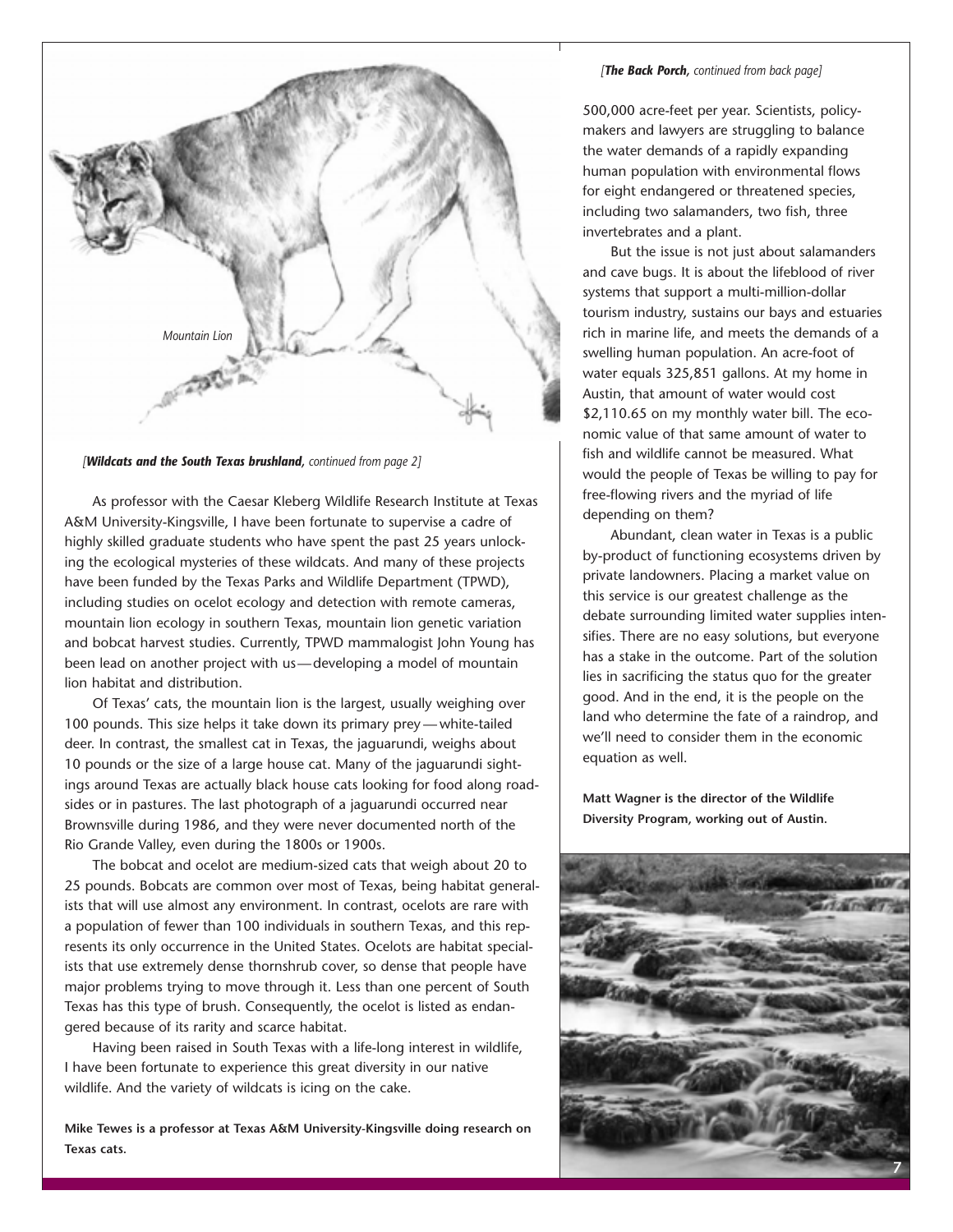Mountain Lion

*[**Wildcats and the South Texas brushland**, continued from page 2]*

As professor with the Caesar Kleberg Wildlife Research Institute at Texas A&M University-Kingsville, I have been fortunate to supervise a cadre of highly skilled graduate students who have spent the past 25 years unlocking the ecological mysteries of these wildcats. And many of these projects have been funded by the Texas Parks and Wildlife Department (TPWD), including studies on ocelot ecology and detection with remote cameras, mountain lion ecology in southern Texas, mountain lion genetic variation and bobcat harvest studies. Currently, TPWD mammalogist John Young has been lead on another project with us — developing a model of mountain lion habitat and distribution.

Of Texas' cats, the mountain lion is the largest, usually weighing over 100 pounds. This size helps it take down its primary prey — white-tailed deer. In contrast, the smallest cat in Texas, the jaguarundi, weighs about 10 pounds or the size of a large house cat. Many of the jaguarundi sightings around Texas are actually black house cats looking for food along roadsides or in pastures. The last photograph of a jaguarundi occurred near Brownsville during 1986, and they were never documented north of the Rio Grande Valley, even during the 1800s or 1900s.

The bobcat and ocelot are medium-sized cats that weigh about 20 to 25 pounds. Bobcats are common over most of Texas, being habitat generalists that will use almost any environment. In contrast, ocelots are rare with a population of fewer than 100 individuals in southern Texas, and this represents its only occurrence in the United States. Ocelots are habitat specialists that use extremely dense thornshrub cover, so dense that people have major problems trying to move through it. Less than one percent of South Texas has this type of brush. Consequently, the ocelot is listed as endangered because of its rarity and scarce habitat.

Having been raised in South Texas with a life-long interest in wildlife, I have been fortunate to experience this great diversity in our native wildlife. And the variety of wildcats is icing on the cake.

**Mike Tewes is a professor at Texas A&M University-Kingsville doing research on Texas cats.**

*[**The Back Porch**, continued from back page]*

500,000 acre-feet per year. Scientists, policymakers and lawyers are struggling to balance the water demands of a rapidly expanding human population with environmental flows for eight endangered or threatened species, including two salamanders, two fish, three invertebrates and a plant.

But the issue is not just about salamanders and cave bugs. It is about the lifeblood of river systems that support a multi-million-dollar tourism industry, sustains our bays and estuaries rich in marine life, and meets the demands of a swelling human population. An acre-foot of water equals 325,851 gallons. At my home in Austin, that amount of water would cost $2,110.65 on my monthly water bill. The economic value of that same amount of water to fish and wildlife cannot be measured. What would the people of Texas be willing to pay for free-flowing rivers and the myriad of life depending on them?

Abundant, clean water in Texas is a public by-product of functioning ecosystems driven by private landowners. Placing a market value on this service is our greatest challenge as the debate surrounding limited water supplies intensifies. There are no easy solutions, but everyone has a stake in the outcome. Part of the solution lies in sacrificing the status quo for the greater good. And in the end, it is the people on the land who determine the fate of a raindrop, and we'll need to consider them in the economic equation as well.

**Matt Wagner is the director of the Wildlife Diversity Program, working out of Austin.**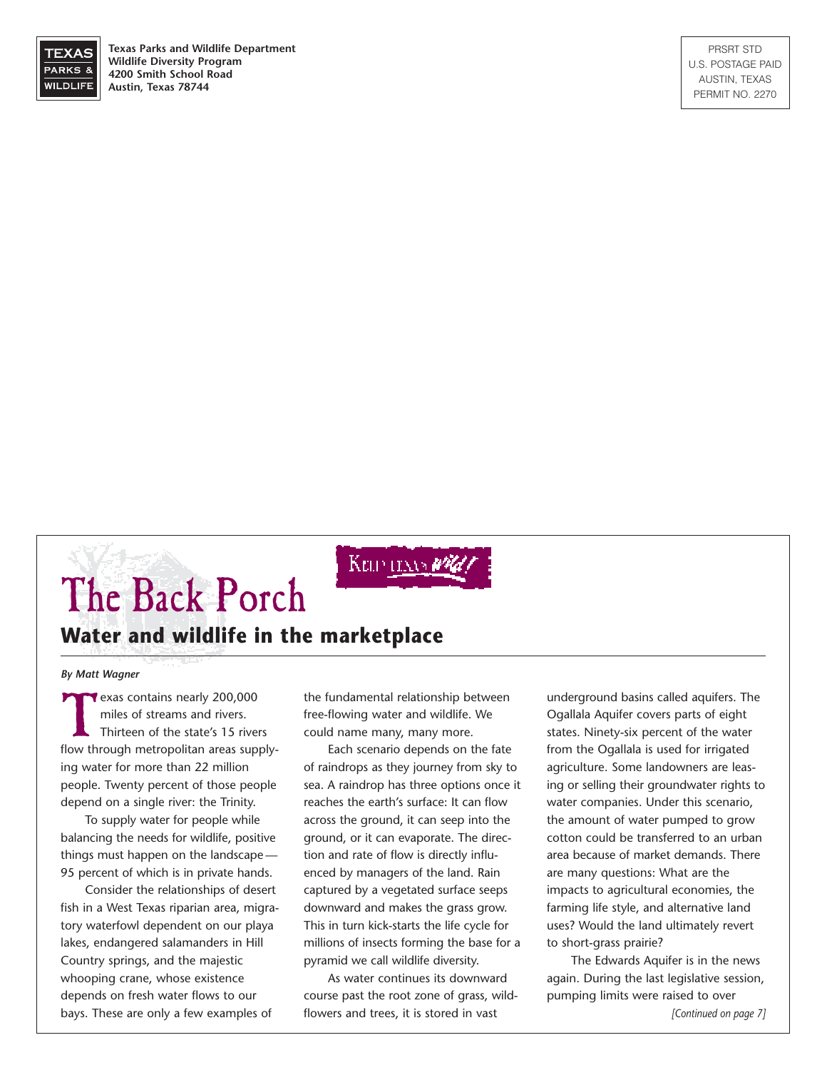**Texas Parks and Wildlife Department**
**Wildlife Diversity Program**
**4200 Smith School Road**
**Austin, Texas 78744**

PRSRT STD
U.S. POSTAGE PAID
AUSTIN, TEXAS
PERMIT NO. 2270

# The Back Porch

Keep Texas Wild!

## Water and wildlife in the marketplace

***By Matt Wagner***

Texas contains nearly 200,000 miles of streams and rivers. Thirteen of the state's 15 rivers flow through metropolitan areas supplying water for more than 22 million people. Twenty percent of those people depend on a single river: the Trinity.

To supply water for people while balancing the needs for wildlife, positive things must happen on the landscape — 95 percent of which is in private hands.

Consider the relationships of desert fish in a West Texas riparian area, migratory waterfowl dependent on our playa lakes, endangered salamanders in Hill Country springs, and the majestic whooping crane, whose existence depends on fresh water flows to our bays. These are only a few examples of the fundamental relationship between free-flowing water and wildlife. We could name many, many more.

Each scenario depends on the fate of raindrops as they journey from sky to sea. A raindrop has three options once it reaches the earth's surface: It can flow across the ground, it can seep into the ground, or it can evaporate. The direction and rate of flow is directly influenced by managers of the land. Rain captured by a vegetated surface seeps downward and makes the grass grow. This in turn kick-starts the life cycle for millions of insects forming the base for a pyramid we call wildlife diversity.

As water continues its downward course past the root zone of grass, wildflowers and trees, it is stored in vast underground basins called aquifers. The Ogallala Aquifer covers parts of eight states. Ninety-six percent of the water from the Ogallala is used for irrigated agriculture. Some landowners are leasing or selling their groundwater rights to water companies. Under this scenario, the amount of water pumped to grow cotton could be transferred to an urban area because of market demands. There are many questions: What are the impacts to agricultural economies, the farming life style, and alternative land uses? Would the land ultimately revert to short-grass prairie?

The Edwards Aquifer is in the news again. During the last legislative session, pumping limits were raised to over

*[Continued on page 7]*